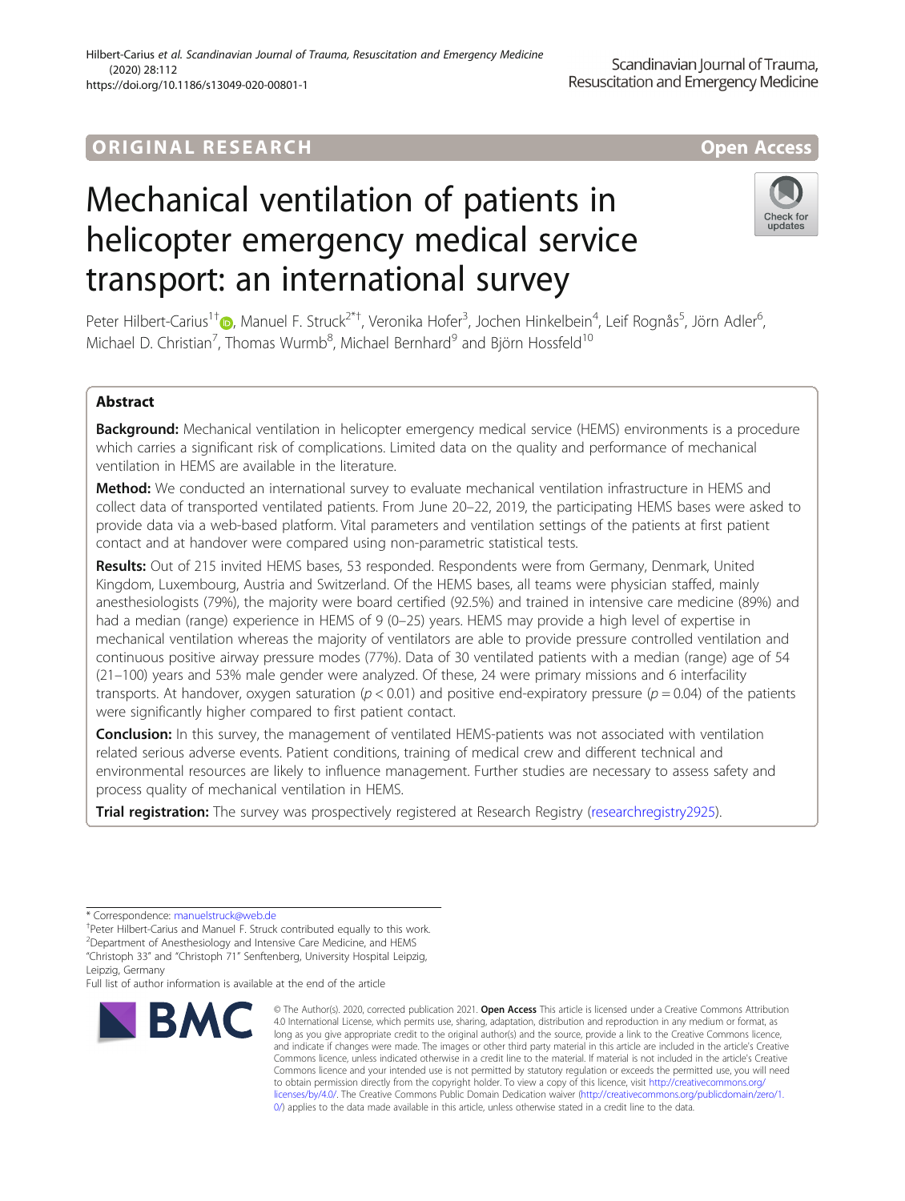ORIGINAL RESEARCH

Open Access

# Mechanical ventilation of patients in helicopter emergency medical service transport: an international survey

Peter Hilbert-Carius[1†], Manuel F. Struck[2*†], Veronika Hofer[3], Jochen Hinkelbein[4], Leif Rognås[5], Jörn Adler[6], Michael D. Christian[7], Thomas Wurmb[8], Michael Bernhard[9] and Björn Hossfeld[10]

## Abstract

**Background:** Mechanical ventilation in helicopter emergency medical service (HEMS) environments is a procedure which carries a significant risk of complications. Limited data on the quality and performance of mechanical ventilation in HEMS are available in the literature.

**Method:** We conducted an international survey to evaluate mechanical ventilation infrastructure in HEMS and collect data of transported ventilated patients. From June 20–22, 2019, the participating HEMS bases were asked to provide data via a web-based platform. Vital parameters and ventilation settings of the patients at first patient contact and at handover were compared using non-parametric statistical tests.

**Results:** Out of 215 invited HEMS bases, 53 responded. Respondents were from Germany, Denmark, United Kingdom, Luxembourg, Austria and Switzerland. Of the HEMS bases, all teams were physician staffed, mainly anesthesiologists (79%), the majority were board certified (92.5%) and trained in intensive care medicine (89%) and had a median (range) experience in HEMS of 9 (0–25) years. HEMS may provide a high level of expertise in mechanical ventilation whereas the majority of ventilators are able to provide pressure controlled ventilation and continuous positive airway pressure modes (77%). Data of 30 ventilated patients with a median (range) age of 54 (21–100) years and 53% male gender were analyzed. Of these, 24 were primary missions and 6 interfacility transports. At handover, oxygen saturation ($p < 0.01$) and positive end-expiratory pressure ($p = 0.04$) of the patients were significantly higher compared to first patient contact.

**Conclusion:** In this survey, the management of ventilated HEMS-patients was not associated with ventilation related serious adverse events. Patient conditions, training of medical crew and different technical and environmental resources are likely to influence management. Further studies are necessary to assess safety and process quality of mechanical ventilation in HEMS.

**Trial registration:** The survey was prospectively registered at Research Registry (researchregistry2925).

* Correspondence: manuelstruck@web.de

†Peter Hilbert-Carius and Manuel F. Struck contributed equally to this work.

[2]Department of Anesthesiology and Intensive Care Medicine, and HEMS "Christoph 33" and "Christoph 71" Senftenberg, University Hospital Leipzig, Leipzig, Germany

Full list of author information is available at the end of the article

© The Author(s). 2020, corrected publication 2021. **Open Access** This article is licensed under a Creative Commons Attribution 4.0 International License, which permits use, sharing, adaptation, distribution and reproduction in any medium or format, as long as you give appropriate credit to the original author(s) and the source, provide a link to the Creative Commons licence, and indicate if changes were made. The images or other third party material in this article are included in the article's Creative Commons licence, unless indicated otherwise in a credit line to the material. If material is not included in the article's Creative Commons licence and your intended use is not permitted by statutory regulation or exceeds the permitted use, you will need to obtain permission directly from the copyright holder. To view a copy of this licence, visit http://creativecommons.org/licenses/by/4.0/. The Creative Commons Public Domain Dedication waiver (http://creativecommons.org/publicdomain/zero/1.0/) applies to the data made available in this article, unless otherwise stated in a credit line to the data.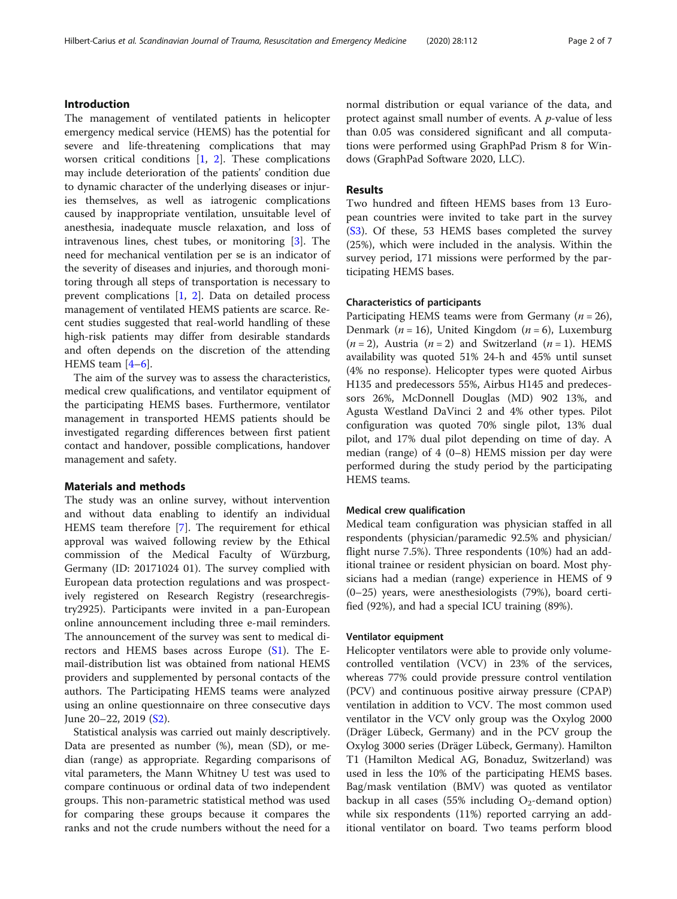## Introduction

The management of ventilated patients in helicopter emergency medical service (HEMS) has the potential for severe and life-threatening complications that may worsen critical conditions [1, 2]. These complications may include deterioration of the patients' condition due to dynamic character of the underlying diseases or injuries themselves, as well as iatrogenic complications caused by inappropriate ventilation, unsuitable level of anesthesia, inadequate muscle relaxation, and loss of intravenous lines, chest tubes, or monitoring [3]. The need for mechanical ventilation per se is an indicator of the severity of diseases and injuries, and thorough monitoring through all steps of transportation is necessary to prevent complications [1, 2]. Data on detailed process management of ventilated HEMS patients are scarce. Recent studies suggested that real-world handling of these high-risk patients may differ from desirable standards and often depends on the discretion of the attending HEMS team [4–6].

The aim of the survey was to assess the characteristics, medical crew qualifications, and ventilator equipment of the participating HEMS bases. Furthermore, ventilator management in transported HEMS patients should be investigated regarding differences between first patient contact and handover, possible complications, handover management and safety.

## Materials and methods

The study was an online survey, without intervention and without data enabling to identify an individual HEMS team therefore [7]. The requirement for ethical approval was waived following review by the Ethical commission of the Medical Faculty of Würzburg, Germany (ID: 20171024 01). The survey complied with European data protection regulations and was prospectively registered on Research Registry (researchregistry2925). Participants were invited in a pan-European online announcement including three e-mail reminders. The announcement of the survey was sent to medical directors and HEMS bases across Europe (S1). The E-mail-distribution list was obtained from national HEMS providers and supplemented by personal contacts of the authors. The Participating HEMS teams were analyzed using an online questionnaire on three consecutive days June 20–22, 2019 (S2).

Statistical analysis was carried out mainly descriptively. Data are presented as number (%), mean (SD), or median (range) as appropriate. Regarding comparisons of vital parameters, the Mann Whitney U test was used to compare continuous or ordinal data of two independent groups. This non-parametric statistical method was used for comparing these groups because it compares the ranks and not the crude numbers without the need for a normal distribution or equal variance of the data, and protect against small number of events. A *p*-value of less than 0.05 was considered significant and all computations were performed using GraphPad Prism 8 for Windows (GraphPad Software 2020, LLC).

## Results

Two hundred and fifteen HEMS bases from 13 European countries were invited to take part in the survey (S3). Of these, 53 HEMS bases completed the survey (25%), which were included in the analysis. Within the survey period, 171 missions were performed by the participating HEMS bases.

### Characteristics of participants

Participating HEMS teams were from Germany ($n = 26$), Denmark ($n = 16$), United Kingdom ($n = 6$), Luxemburg ($n = 2$), Austria ($n = 2$) and Switzerland ($n = 1$). HEMS availability was quoted 51% 24-h and 45% until sunset (4% no response). Helicopter types were quoted Airbus H135 and predecessors 55%, Airbus H145 and predecessors 26%, McDonnell Douglas (MD) 902 13%, and Agusta Westland DaVinci 2 and 4% other types. Pilot configuration was quoted 70% single pilot, 13% dual pilot, and 17% dual pilot depending on time of day. A median (range) of 4 (0–8) HEMS mission per day were performed during the study period by the participating HEMS teams.

### Medical crew qualification

Medical team configuration was physician staffed in all respondents (physician/paramedic 92.5% and physician/flight nurse 7.5%). Three respondents (10%) had an additional trainee or resident physician on board. Most physicians had a median (range) experience in HEMS of 9 (0–25) years, were anesthesiologists (79%), board certified (92%), and had a special ICU training (89%).

### Ventilator equipment

Helicopter ventilators were able to provide only volume-controlled ventilation (VCV) in 23% of the services, whereas 77% could provide pressure control ventilation (PCV) and continuous positive airway pressure (CPAP) ventilation in addition to VCV. The most common used ventilator in the VCV only group was the Oxylog 2000 (Dräger Lübeck, Germany) and in the PCV group the Oxylog 3000 series (Dräger Lübeck, Germany). Hamilton T1 (Hamilton Medical AG, Bonaduz, Switzerland) was used in less the 10% of the participating HEMS bases. Bag/mask ventilation (BMV) was quoted as ventilator backup in all cases (55% including $O_2$-demand option) while six respondents (11%) reported carrying an additional ventilator on board. Two teams perform blood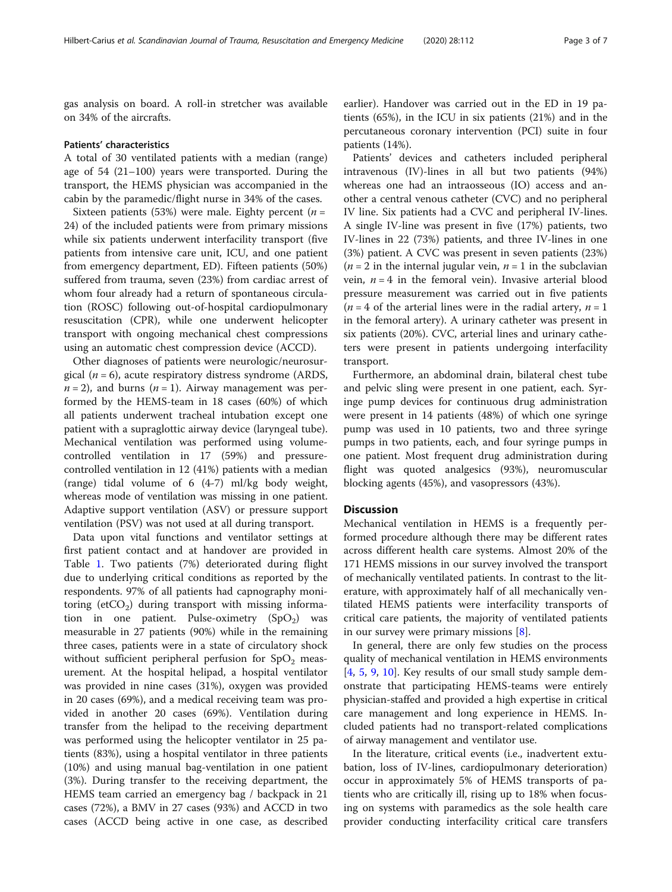gas analysis on board. A roll-in stretcher was available on 34% of the aircrafts.

### Patients' characteristics

A total of 30 ventilated patients with a median (range) age of 54 (21–100) years were transported. During the transport, the HEMS physician was accompanied in the cabin by the paramedic/flight nurse in 34% of the cases.

Sixteen patients (53%) were male. Eighty percent ($n$ = 24) of the included patients were from primary missions while six patients underwent interfacility transport (five patients from intensive care unit, ICU, and one patient from emergency department, ED). Fifteen patients (50%) suffered from trauma, seven (23%) from cardiac arrest of whom four already had a return of spontaneous circulation (ROSC) following out-of-hospital cardiopulmonary resuscitation (CPR), while one underwent helicopter transport with ongoing mechanical chest compressions using an automatic chest compression device (ACCD).

Other diagnoses of patients were neurologic/neurosurgical ($n$ = 6), acute respiratory distress syndrome (ARDS, $n$ = 2), and burns ($n$ = 1). Airway management was performed by the HEMS-team in 18 cases (60%) of which all patients underwent tracheal intubation except one patient with a supraglottic airway device (laryngeal tube). Mechanical ventilation was performed using volume-controlled ventilation in 17 (59%) and pressure-controlled ventilation in 12 (41%) patients with a median (range) tidal volume of 6 (4-7) ml/kg body weight, whereas mode of ventilation was missing in one patient. Adaptive support ventilation (ASV) or pressure support ventilation (PSV) was not used at all during transport.

Data upon vital functions and ventilator settings at first patient contact and at handover are provided in Table 1. Two patients (7%) deteriorated during flight due to underlying critical conditions as reported by the respondents. 97% of all patients had capnography monitoring (et$CO_2$) during transport with missing information in one patient. Pulse-oximetry ($SpO_2$) was measurable in 27 patients (90%) while in the remaining three cases, patients were in a state of circulatory shock without sufficient peripheral perfusion for $SpO_2$ measurement. At the hospital helipad, a hospital ventilator was provided in nine cases (31%), oxygen was provided in 20 cases (69%), and a medical receiving team was provided in another 20 cases (69%). Ventilation during transfer from the helipad to the receiving department was performed using the helicopter ventilator in 25 patients (83%), using a hospital ventilator in three patients (10%) and using manual bag-ventilation in one patient (3%). During transfer to the receiving department, the HEMS team carried an emergency bag / backpack in 21 cases (72%), a BMV in 27 cases (93%) and ACCD in two cases (ACCD being active in one case, as described earlier). Handover was carried out in the ED in 19 patients (65%), in the ICU in six patients (21%) and in the percutaneous coronary intervention (PCI) suite in four patients (14%).

Patients' devices and catheters included peripheral intravenous (IV)-lines in all but two patients (94%) whereas one had an intraosseous (IO) access and another a central venous catheter (CVC) and no peripheral IV line. Six patients had a CVC and peripheral IV-lines. A single IV-line was present in five (17%) patients, two IV-lines in 22 (73%) patients, and three IV-lines in one (3%) patient. A CVC was present in seven patients (23%) ($n$ = 2 in the internal jugular vein, $n$ = 1 in the subclavian vein, $n$ = 4 in the femoral vein). Invasive arterial blood pressure measurement was carried out in five patients ($n$ = 4 of the arterial lines were in the radial artery, $n$ = 1 in the femoral artery). A urinary catheter was present in six patients (20%). CVC, arterial lines and urinary catheters were present in patients undergoing interfacility transport.

Furthermore, an abdominal drain, bilateral chest tube and pelvic sling were present in one patient, each. Syringe pump devices for continuous drug administration were present in 14 patients (48%) of which one syringe pump was used in 10 patients, two and three syringe pumps in two patients, each, and four syringe pumps in one patient. Most frequent drug administration during flight was quoted analgesics (93%), neuromuscular blocking agents (45%), and vasopressors (43%).

## Discussion

Mechanical ventilation in HEMS is a frequently performed procedure although there may be different rates across different health care systems. Almost 20% of the 171 HEMS missions in our survey involved the transport of mechanically ventilated patients. In contrast to the literature, with approximately half of all mechanically ventilated HEMS patients were interfacility transports of critical care patients, the majority of ventilated patients in our survey were primary missions [8].

In general, there are only few studies on the process quality of mechanical ventilation in HEMS environments [4, 5, 9, 10]. Key results of our small study sample demonstrate that participating HEMS-teams were entirely physician-staffed and provided a high expertise in critical care management and long experience in HEMS. Included patients had no transport-related complications of airway management and ventilator use.

In the literature, critical events (i.e., inadvertent extubation, loss of IV-lines, cardiopulmonary deterioration) occur in approximately 5% of HEMS transports of patients who are critically ill, rising up to 18% when focusing on systems with paramedics as the sole health care provider conducting interfacility critical care transfers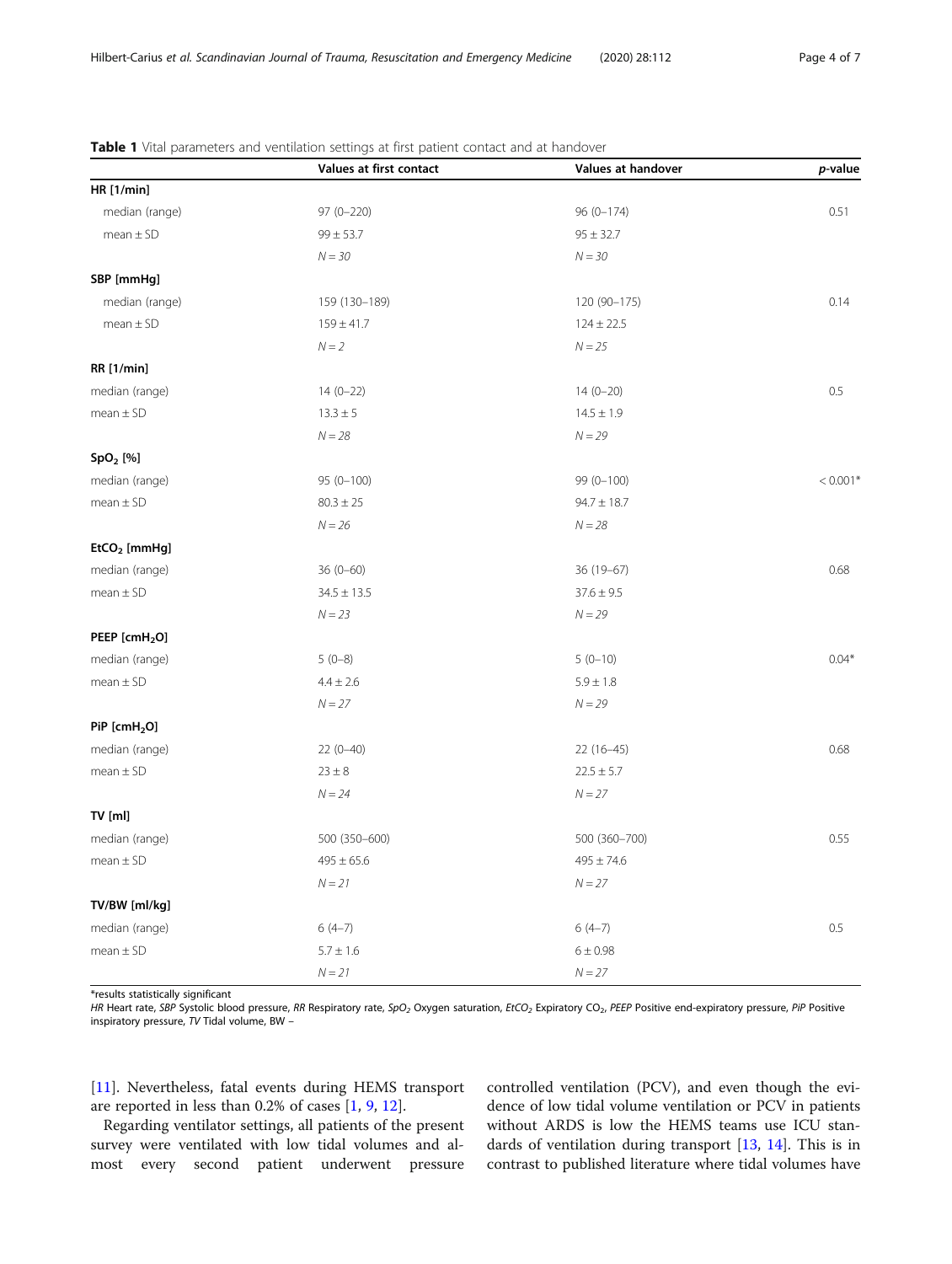**Table 1** Vital parameters and ventilation settings at first patient contact and at handover

| | Values at first contact | Values at handover | *p*-value |
|---|---|---|---|
| **HR [1/min]** | | | |
| median (range) | 97 (0–220) | 96 (0–174) | 0.51 |
| mean ± SD | 99 ± 53.7 | 95 ± 32.7 | |
| | *N = 30* | *N = 30* | |
| **SBP [mmHg]** | | | |
| median (range) | 159 (130–189) | 120 (90–175) | 0.14 |
| mean ± SD | 159 ± 41.7 | 124 ± 22.5 | |
| | *N = 2* | *N = 25* | |
| **RR [1/min]** | | | |
| median (range) | 14 (0–22) | 14 (0–20) | 0.5 |
| mean ± SD | 13.3 ± 5 | 14.5 ± 1.9 | |
| | *N = 28* | *N = 29* | |
| **$SpO_2$ [%]** | | | |
| median (range) | 95 (0–100) | 99 (0–100) | < 0.001* |
| mean ± SD | 80.3 ± 25 | 94.7 ± 18.7 | |
| | *N = 26* | *N = 28* | |
| **$EtCO_2$ [mmHg]** | | | |
| median (range) | 36 (0–60) | 36 (19–67) | 0.68 |
| mean ± SD | 34.5 ± 13.5 | 37.6 ± 9.5 | |
| | *N = 23* | *N = 29* | |
| **PEEP [$cmH_2O$]** | | | |
| median (range) | 5 (0–8) | 5 (0–10) | 0.04* |
| mean ± SD | 4.4 ± 2.6 | 5.9 ± 1.8 | |
| | *N = 27* | *N = 29* | |
| **PiP [$cmH_2O$]** | | | |
| median (range) | 22 (0–40) | 22 (16–45) | 0.68 |
| mean ± SD | 23 ± 8 | 22.5 ± 5.7 | |
| | *N = 24* | *N = 27* | |
| **TV [ml]** | | | |
| median (range) | 500 (350–600) | 500 (360–700) | 0.55 |
| mean ± SD | 495 ± 65.6 | 495 ± 74.6 | |
| | *N = 21* | *N = 27* | |
| **TV/BW [ml/kg]** | | | |
| median (range) | 6 (4–7) | 6 (4–7) | 0.5 |
| mean ± SD | 5.7 ± 1.6 | 6 ± 0.98 | |
| | *N = 21* | *N = 27* | |

*results statistically significant

*HR* Heart rate, *SBP* Systolic blood pressure, *RR* Respiratory rate, *$SpO_2$* Oxygen saturation, *$EtCO_2$* Expiratory $CO_2$, *PEEP* Positive end-expiratory pressure, *PiP* Positive inspiratory pressure, *TV* Tidal volume, BW –

[11]. Nevertheless, fatal events during HEMS transport are reported in less than 0.2% of cases [1, 9, 12].

Regarding ventilator settings, all patients of the present survey were ventilated with low tidal volumes and almost every second patient underwent pressure controlled ventilation (PCV), and even though the evidence of low tidal volume ventilation or PCV in patients without ARDS is low the HEMS teams use ICU standards of ventilation during transport [13, 14]. This is in contrast to published literature where tidal volumes have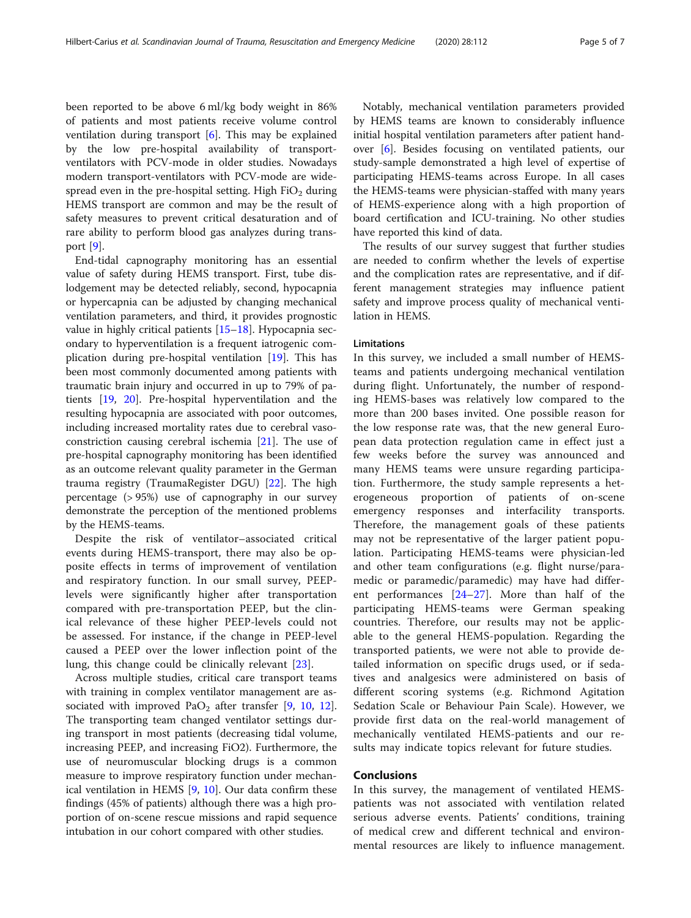been reported to be above 6 ml/kg body weight in 86% of patients and most patients receive volume control ventilation during transport [6]. This may be explained by the low pre-hospital availability of transport-ventilators with PCV-mode in older studies. Nowadays modern transport-ventilators with PCV-mode are widespread even in the pre-hospital setting. High $FiO_2$ during HEMS transport are common and may be the result of safety measures to prevent critical desaturation and of rare ability to perform blood gas analyzes during transport [9].

End-tidal capnography monitoring has an essential value of safety during HEMS transport. First, tube dislodgement may be detected reliably, second, hypocapnia or hypercapnia can be adjusted by changing mechanical ventilation parameters, and third, it provides prognostic value in highly critical patients [15–18]. Hypocapnia secondary to hyperventilation is a frequent iatrogenic complication during pre-hospital ventilation [19]. This has been most commonly documented among patients with traumatic brain injury and occurred in up to 79% of patients [19, 20]. Pre-hospital hyperventilation and the resulting hypocapnia are associated with poor outcomes, including increased mortality rates due to cerebral vasoconstriction causing cerebral ischemia [21]. The use of pre-hospital capnography monitoring has been identified as an outcome relevant quality parameter in the German trauma registry (TraumaRegister DGU) [22]. The high percentage (> 95%) use of capnography in our survey demonstrate the perception of the mentioned problems by the HEMS-teams.

Despite the risk of ventilator–associated critical events during HEMS-transport, there may also be opposite effects in terms of improvement of ventilation and respiratory function. In our small survey, PEEP-levels were significantly higher after transportation compared with pre-transportation PEEP, but the clinical relevance of these higher PEEP-levels could not be assessed. For instance, if the change in PEEP-level caused a PEEP over the lower inflection point of the lung, this change could be clinically relevant [23].

Across multiple studies, critical care transport teams with training in complex ventilator management are associated with improved $PaO_2$ after transfer [9, 10, 12]. The transporting team changed ventilator settings during transport in most patients (decreasing tidal volume, increasing PEEP, and increasing FiO2). Furthermore, the use of neuromuscular blocking drugs is a common measure to improve respiratory function under mechanical ventilation in HEMS [9, 10]. Our data confirm these findings (45% of patients) although there was a high proportion of on-scene rescue missions and rapid sequence intubation in our cohort compared with other studies.

Notably, mechanical ventilation parameters provided by HEMS teams are known to considerably influence initial hospital ventilation parameters after patient handover [6]. Besides focusing on ventilated patients, our study-sample demonstrated a high level of expertise of participating HEMS-teams across Europe. In all cases the HEMS-teams were physician-staffed with many years of HEMS-experience along with a high proportion of board certification and ICU-training. No other studies have reported this kind of data.

The results of our survey suggest that further studies are needed to confirm whether the levels of expertise and the complication rates are representative, and if different management strategies may influence patient safety and improve process quality of mechanical ventilation in HEMS.

### Limitations

In this survey, we included a small number of HEMS-teams and patients undergoing mechanical ventilation during flight. Unfortunately, the number of responding HEMS-bases was relatively low compared to the more than 200 bases invited. One possible reason for the low response rate was, that the new general European data protection regulation came in effect just a few weeks before the survey was announced and many HEMS teams were unsure regarding participation. Furthermore, the study sample represents a heterogeneous proportion of patients of on-scene emergency responses and interfacility transports. Therefore, the management goals of these patients may not be representative of the larger patient population. Participating HEMS-teams were physician-led and other team configurations (e.g. flight nurse/paramedic or paramedic/paramedic) may have had different performances [24–27]. More than half of the participating HEMS-teams were German speaking countries. Therefore, our results may not be applicable to the general HEMS-population. Regarding the transported patients, we were not able to provide detailed information on specific drugs used, or if sedatives and analgesics were administered on basis of different scoring systems (e.g. Richmond Agitation Sedation Scale or Behaviour Pain Scale). However, we provide first data on the real-world management of mechanically ventilated HEMS-patients and our results may indicate topics relevant for future studies.

## Conclusions

In this survey, the management of ventilated HEMS-patients was not associated with ventilation related serious adverse events. Patients' conditions, training of medical crew and different technical and environmental resources are likely to influence management.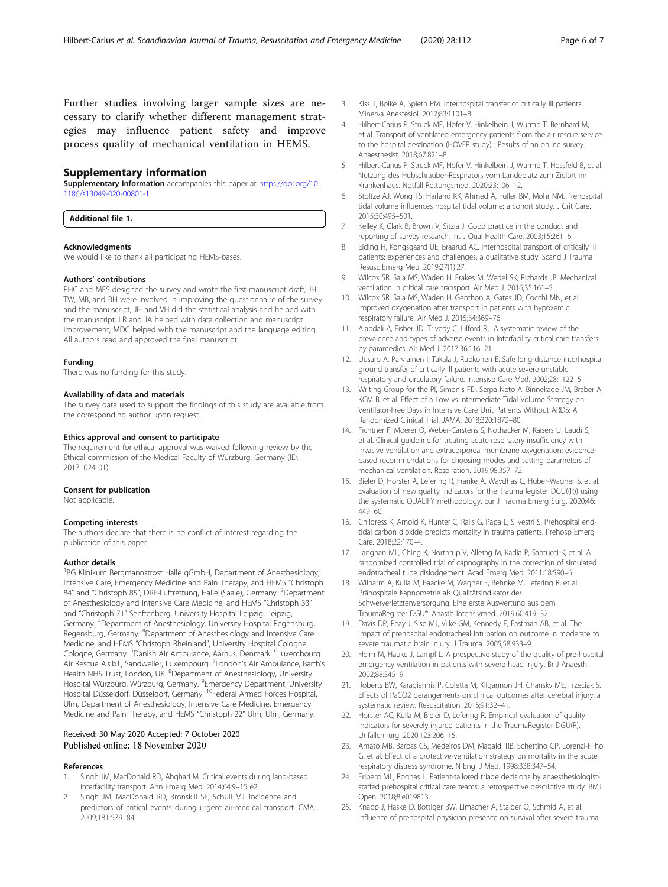Further studies involving larger sample sizes are necessary to clarify whether different management strategies may influence patient safety and improve process quality of mechanical ventilation in HEMS.

## Supplementary information

**Supplementary information** accompanies this paper at https://doi.org/10.1186/s13049-020-00801-1.

**Additional file 1.**

#### Acknowledgments

We would like to thank all participating HEMS-bases.

#### Authors' contributions

PHC and MFS designed the survey and wrote the first manuscript draft, JH, TW, MB, and BH were involved in improving the questionnaire of the survey and the manuscript, JH and VH did the statistical analysis and helped with the manuscript, LR and JA helped with data collection and manuscript improvement, MDC helped with the manuscript and the language editing. All authors read and approved the final manuscript.

#### Funding

There was no funding for this study.

#### Availability of data and materials

The survey data used to support the findings of this study are available from the corresponding author upon request.

#### Ethics approval and consent to participate

The requirement for ethical approval was waived following review by the Ethical commission of the Medical Faculty of Würzburg, Germany (ID: 20171024 01).

#### Consent for publication

Not applicable.

#### Competing interests

The authors declare that there is no conflict of interest regarding the publication of this paper.

#### Author details

[1]BG Klinikum Bergmannstrost Halle gGmbH, Department of Anesthesiology, Intensive Care, Emergency Medicine and Pain Therapy, and HEMS "Christoph 84" and "Christoph 85", DRF-Luftrettung, Halle (Saale), Germany. [2]Department of Anesthesiology and Intensive Care Medicine, and HEMS "Christoph 33" and "Christoph 71" Senftenberg, University Hospital Leipzig, Leipzig, Germany. [3]Department of Anesthesiology, University Hospital Regensburg, Regensburg, Germany. [4]Department of Anesthesiology and Intensive Care Medicine, and HEMS "Christoph Rheinland", University Hospital Cologne, Cologne, Germany. [5]Danish Air Ambulance, Aarhus, Denmark. [6]Luxembourg Air Rescue A.s.b.l., Sandweiler, Luxembourg. [7]London's Air Ambulance, Barth's Health NHS Trust, London, UK. [8]Department of Anesthesiology, University Hospital Würzburg, Würzburg, Germany. [9]Emergency Department, University Hospital Düsseldorf, Düsseldorf, Germany. [10]Federal Armed Forces Hospital, Ulm, Department of Anesthesiology, Intensive Care Medicine, Emergency Medicine and Pain Therapy, and HEMS "Christoph 22" Ulm, Ulm, Germany.

Received: 30 May 2020 Accepted: 7 October 2020
Published online: 18 November 2020

#### References

1. Singh JM, MacDonald RD, Ahghari M. Critical events during land-based interfacility transport. Ann Emerg Med. 2014;64:9–15 e2.
2. Singh JM, MacDonald RD, Bronskill SE, Schull MJ. Incidence and predictors of critical events during urgent air-medical transport. CMAJ. 2009;181:579–84.
3. Kiss T, Bolke A, Spieth PM. Interhospital transfer of critically ill patients. Minerva Anestesiol. 2017;83:1101–8.
4. Hilbert-Carius P, Struck MF, Hofer V, Hinkelbein J, Wurmb T, Bernhard M, et al. Transport of ventilated emergency patients from the air rescue service to the hospital destination (HOVER study) : Results of an online survey. Anaesthesist. 2018;67:821–8.
5. Hilbert-Carius P, Struck MF, Hofer V, Hinkelbein J, Wurmb T, Hossfeld B, et al. Nutzung des Hubschrauber-Respirators vom Landeplatz zum Zielort im Krankenhaus. Notfall Rettungsmed. 2020;23:106–12.
6. Stoltze AJ, Wong TS, Harland KK, Ahmed A, Fuller BM, Mohr NM. Prehospital tidal volume influences hospital tidal volume: a cohort study. J Crit Care. 2015;30:495–501.
7. Kelley K, Clark B, Brown V, Sitzia J. Good practice in the conduct and reporting of survey research. Int J Qual Health Care. 2003;15:261–6.
8. Eiding H, Kongsgaard UE, Braarud AC. Interhospital transport of critically ill patients: experiences and challenges, a qualitative study. Scand J Trauma Resusc Emerg Med. 2019;27(1):27.
9. Wilcox SR, Saia MS, Waden H, Frakes M, Wedel SK, Richards JB. Mechanical ventilation in critical care transport. Air Med J. 2016;35:161–5.
10. Wilcox SR, Saia MS, Waden H, Genthon A, Gates JD, Cocchi MN, et al. Improved oxygenation after transport in patients with hypoxemic respiratory failure. Air Med J. 2015;34:369–76.
11. Alabdali A, Fisher JD, Trivedy C, Lilford RJ. A systematic review of the prevalence and types of adverse events in Interfacility critical care transfers by paramedics. Air Med J. 2017;36:116–21.
12. Uusaro A, Parviainen I, Takala J, Ruokonen E. Safe long-distance interhospital ground transfer of critically ill patients with acute severe unstable respiratory and circulatory failure. Intensive Care Med. 2002;28:1122–5.
13. Writing Group for the PI, Simonis FD, Serpa Neto A, Binnekade JM, Braber A, KCM B, et al. Effect of a Low vs Intermediate Tidal Volume Strategy on Ventilator-Free Days in Intensive Care Unit Patients Without ARDS: A Randomized Clinical Trial. JAMA. 2018;320:1872–80.
14. Fichtner F, Moerer O, Weber-Carstens S, Nothacker M, Kaisers U, Laudi S, et al. Clinical guideline for treating acute respiratory insufficiency with invasive ventilation and extracorporeal membrane oxygenation: evidence-based recommendations for choosing modes and setting parameters of mechanical ventilation. Respiration. 2019;98:357–72.
15. Bieler D, Horster A, Lefering R, Franke A, Waydhas C, Huber-Wagner S, et al. Evaluation of new quality indicators for the TraumaRegister DGU((R)) using the systematic QUALIFY methodology. Eur J Trauma Emerg Surg. 2020;46:449–60.
16. Childress K, Arnold K, Hunter C, Ralls G, Papa L, Silvestri S. Prehospital end-tidal carbon dioxide predicts mortality in trauma patients. Prehosp Emerg Care. 2018;22:170–4.
17. Langhan ML, Ching K, Northrup V, Alletag M, Kadia P, Santucci K, et al. A randomized controlled trial of capnography in the correction of simulated endotracheal tube dislodgement. Acad Emerg Med. 2011;18:590–6.
18. Wilharm A, Kulla M, Baacke M, Wagner F, Behnke M, Lefering R, et al. Prähospitale Kapnometrie als Qualitätsindikator der Schwerverletztenversorgung. Eine erste Auswertung aus dem TraumaRegister DGU®. Anästh Intensivmed. 2019;60:419–32.
19. Davis DP, Peay J, Sise MJ, Vilke GM, Kennedy F, Eastman AB, et al. The impact of prehospital endotracheal intubation on outcome in moderate to severe traumatic brain injury. J Trauma. 2005;58:933–9.
20. Helm M, Hauke J, Lampl L. A prospective study of the quality of pre-hospital emergency ventilation in patients with severe head injury. Br J Anaesth. 2002;88:345–9.
21. Roberts BW, Karagiannis P, Coletta M, Kilgannon JH, Chansky ME, Trzeciak S. Effects of PaCO2 derangements on clinical outcomes after cerebral injury: a systematic review. Resuscitation. 2015;91:32–41.
22. Horster AC, Kulla M, Bieler D, Lefering R. Empirical evaluation of quality indicators for severely injured patients in the TraumaRegister DGU(R). Unfallchirurg. 2020;123:206–15.
23. Amato MB, Barbas CS, Medeiros DM, Magaldi RB, Schettino GP, Lorenzi-Filho G, et al. Effect of a protective-ventilation strategy on mortality in the acute respiratory distress syndrome. N Engl J Med. 1998;338:347–54.
24. Friberg ML, Rognas L. Patient-tailored triage decisions by anaesthesiologist-staffed prehospital critical care teams: a retrospective descriptive study. BMJ Open. 2018;8:e019813.
25. Knapp J, Haske D, Bottiger BW, Limacher A, Stalder O, Schmid A, et al. Influence of prehospital physician presence on survival after severe trauma: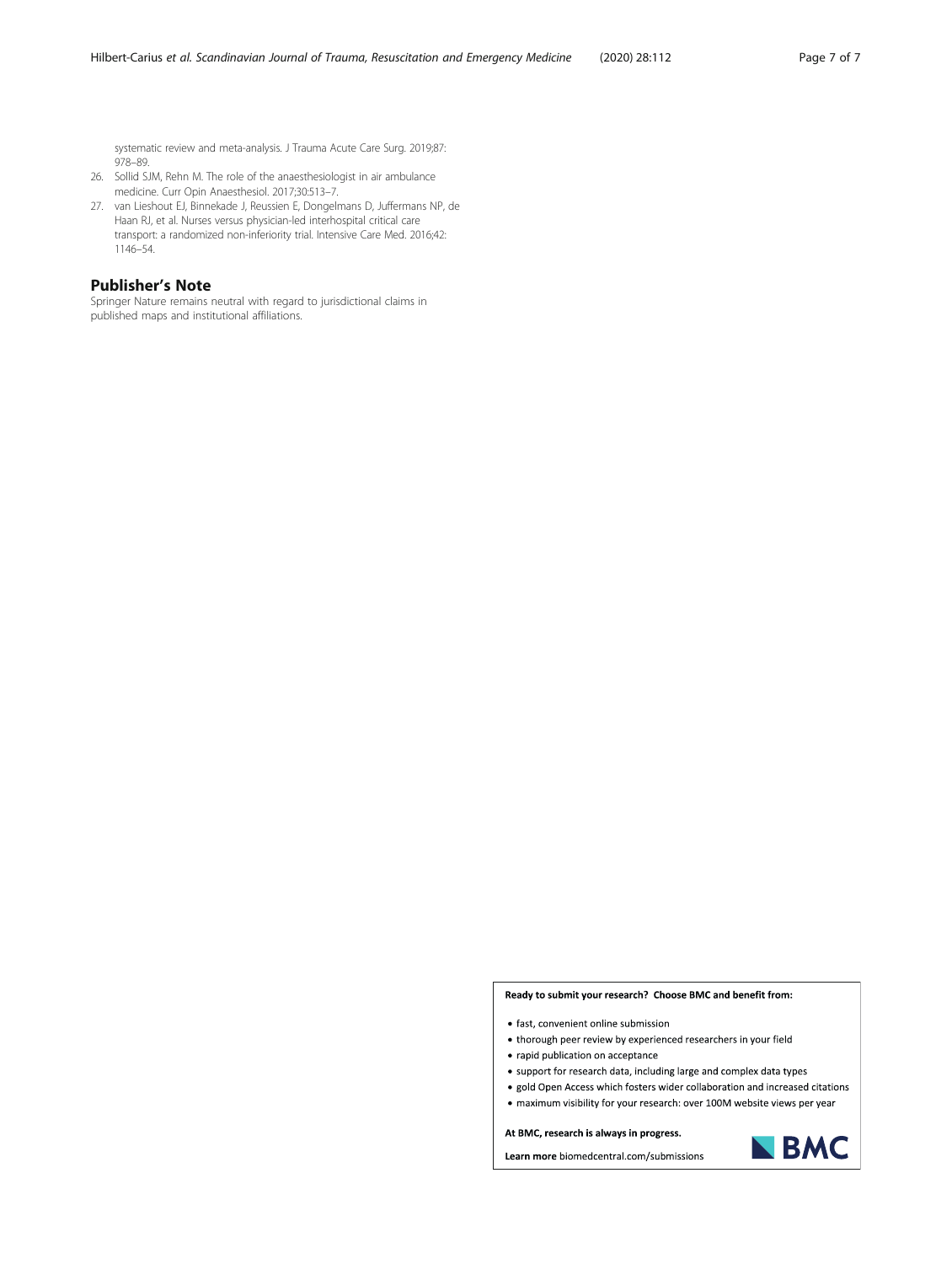systematic review and meta-analysis. J Trauma Acute Care Surg. 2019;87: 978–89.

26. Sollid SJM, Rehn M. The role of the anaesthesiologist in air ambulance medicine. Curr Opin Anaesthesiol. 2017;30:513–7.
27. van Lieshout EJ, Binnekade J, Reussien E, Dongelmans D, Juffermans NP, de Haan RJ, et al. Nurses versus physician-led interhospital critical care transport: a randomized non-inferiority trial. Intensive Care Med. 2016;42: 1146–54.

## Publisher's Note

Springer Nature remains neutral with regard to jurisdictional claims in published maps and institutional affiliations.

**Ready to submit your research? Choose BMC and benefit from:**

- fast, convenient online submission
- thorough peer review by experienced researchers in your field
- rapid publication on acceptance
- support for research data, including large and complex data types
- gold Open Access which fosters wider collaboration and increased citations
- maximum visibility for your research: over 100M website views per year

**At BMC, research is always in progress.**

**Learn more** biomedcentral.com/submissions

BMC